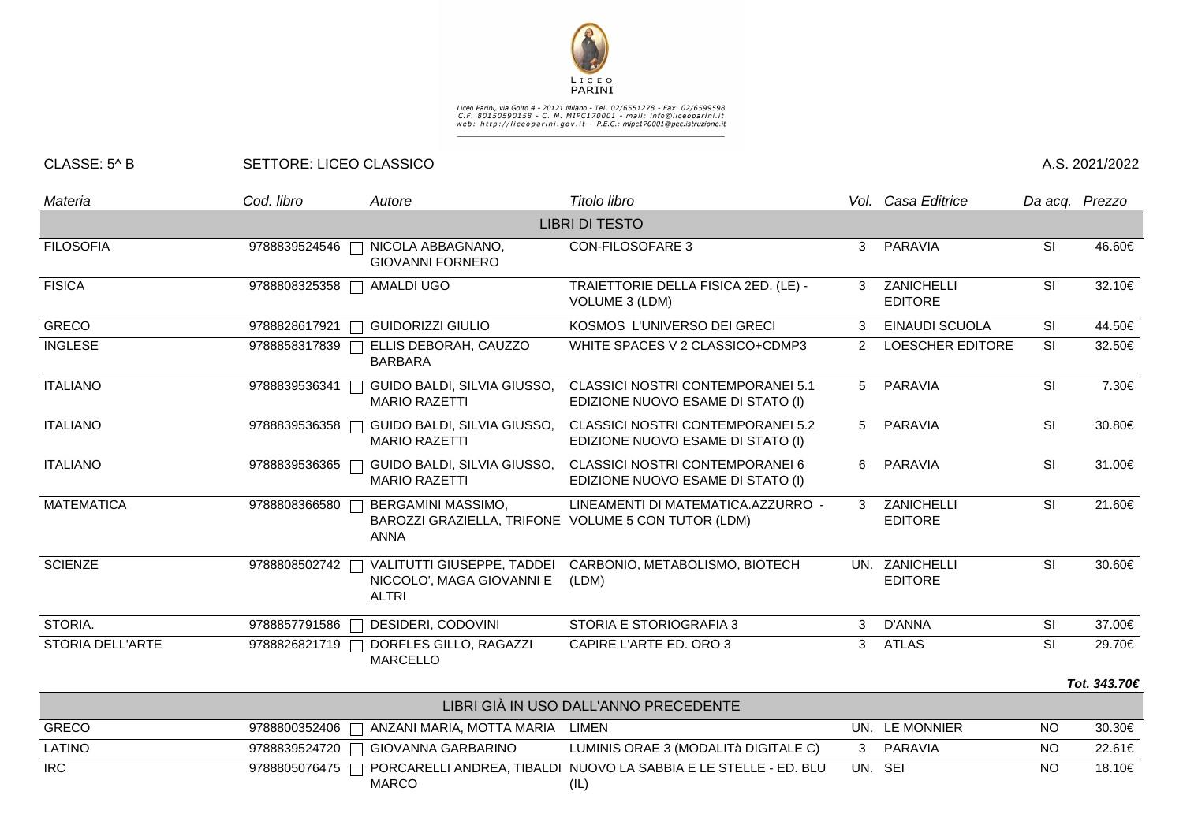LICEO PARINI

Liceo Parini, via Goito 4 - 20121 Milano - Tel. 02/6551278 - Fax. 02/6599598
C.F. 80150590158 - C. M. MIPC170001 - mail: info@liceoparini.it
web: http://liceoparini.gov.it - P.E.C.: mipc170001@pec.istruzione.it

CLASSE: 5^ B SETTORE: LICEO CLASSICO A.S. 2021/2022

| *Materia* | *Cod. libro* | *Autore* | *Titolo libro* | *Vol.* | *Casa Editrice* | *Da acq.* | *Prezzo* |
|---|---|---|---|---|---|---|---|
| | | | LIBRI DI TESTO | | | | |
| FILOSOFIA | 9788839524546 | NICOLA ABBAGNANO, GIOVANNI FORNERO | CON-FILOSOFARE 3 | 3 | PARAVIA | SI | 46.60€ |
| FISICA | 9788808325358 | AMALDI UGO | TRAIETTORIE DELLA FISICA 2ED. (LE) - VOLUME 3 (LDM) | 3 | ZANICHELLI EDITORE | SI | 32.10€ |
| GRECO | 9788828617921 | GUIDORIZZI GIULIO | KOSMOS L'UNIVERSO DEI GRECI | 3 | EINAUDI SCUOLA | SI | 44.50€ |
| INGLESE | 9788858317839 | ELLIS DEBORAH, CAUZZO BARBARA | WHITE SPACES V 2 CLASSICO+CDMP3 | 2 | LOESCHER EDITORE | SI | 32.50€ |
| ITALIANO | 9788839536341 | GUIDO BALDI, SILVIA GIUSSO, MARIO RAZETTI | CLASSICI NOSTRI CONTEMPORANEI 5.1 EDIZIONE NUOVO ESAME DI STATO (I) | 5 | PARAVIA | SI | 7.30€ |
| ITALIANO | 9788839536358 | GUIDO BALDI, SILVIA GIUSSO, MARIO RAZETTI | CLASSICI NOSTRI CONTEMPORANEI 5.2 EDIZIONE NUOVO ESAME DI STATO (I) | 5 | PARAVIA | SI | 30.80€ |
| ITALIANO | 9788839536365 | GUIDO BALDI, SILVIA GIUSSO, MARIO RAZETTI | CLASSICI NOSTRI CONTEMPORANEI 6 EDIZIONE NUOVO ESAME DI STATO (I) | 6 | PARAVIA | SI | 31.00€ |
| MATEMATICA | 9788808366580 | BERGAMINI MASSIMO, BAROZZI GRAZIELLA, TRIFONE ANNA | LINEAMENTI DI MATEMATICA.AZZURRO - VOLUME 5 CON TUTOR (LDM) | 3 | ZANICHELLI EDITORE | SI | 21.60€ |
| SCIENZE | 9788808502742 | VALITUTTI GIUSEPPE, TADDEI NICCOLO', MAGA GIOVANNI E ALTRI | CARBONIO, METABOLISMO, BIOTECH (LDM) | UN. | ZANICHELLI EDITORE | SI | 30.60€ |
| STORIA. | 9788857791586 | DESIDERI, CODOVINI | STORIA E STORIOGRAFIA 3 | 3 | D'ANNA | SI | 37.00€ |
| STORIA DELL'ARTE | 9788826821719 | DORFLES GILLO, RAGAZZI MARCELLO | CAPIRE L'ARTE ED. ORO 3 | 3 | ATLAS | SI | 29.70€ |
| | | | | | | | ***Tot. 343.70€*** |
| | | | LIBRI GIÀ IN USO DALL'ANNO PRECEDENTE | | | | |
| GRECO | 9788800352406 | ANZANI MARIA, MOTTA MARIA | LIMEN | UN. | LE MONNIER | NO | 30.30€ |
| LATINO | 9788839524720 | GIOVANNA GARBARINO | LUMINIS ORAE 3 (MODALITà DIGITALE C) | 3 | PARAVIA | NO | 22.61€ |
| IRC | 9788805076475 | PORCARELLI ANDREA, TIBALDI MARCO | NUOVO LA SABBIA E LE STELLE - ED. BLU (IL) | UN. | SEI | NO | 18.10€ |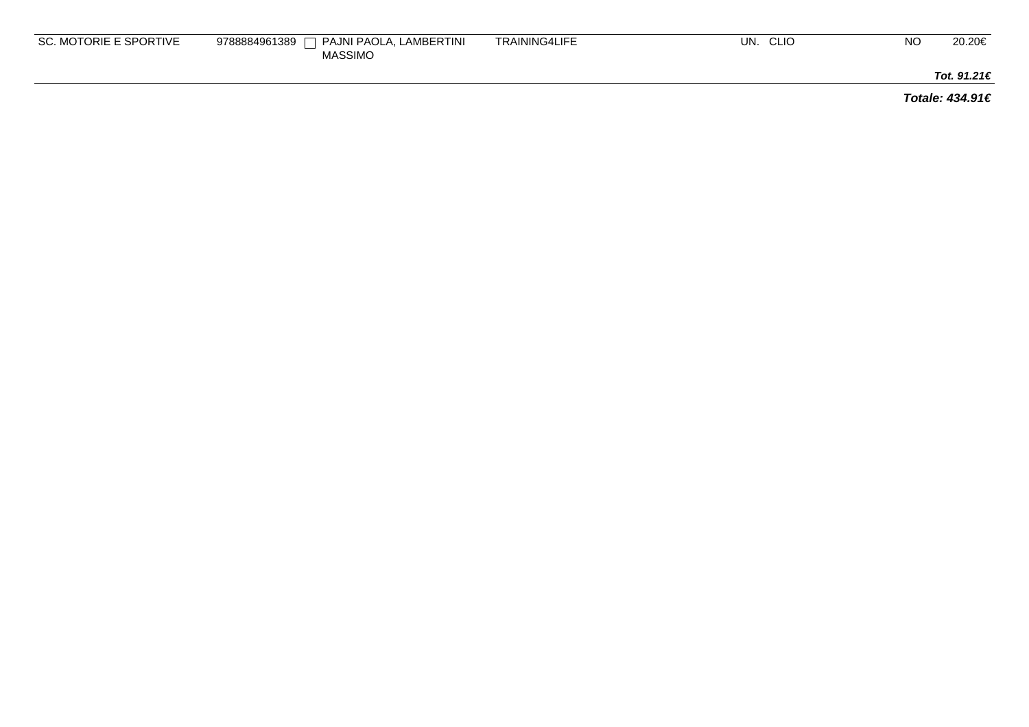| | | | | | | | | |
|---|---|---|---|---|---|---|---|---|
| SC. MOTORIE E SPORTIVE | 9788884961389 | ☐ | PAJNI PAOLA, LAMBERTINI MASSIMO | TRAINING4LIFE | UN. | CLIO | NO | 20.20€ |
| | | | | | | | | ***Tot. 91.21€*** |

***Totale: 434.91€***